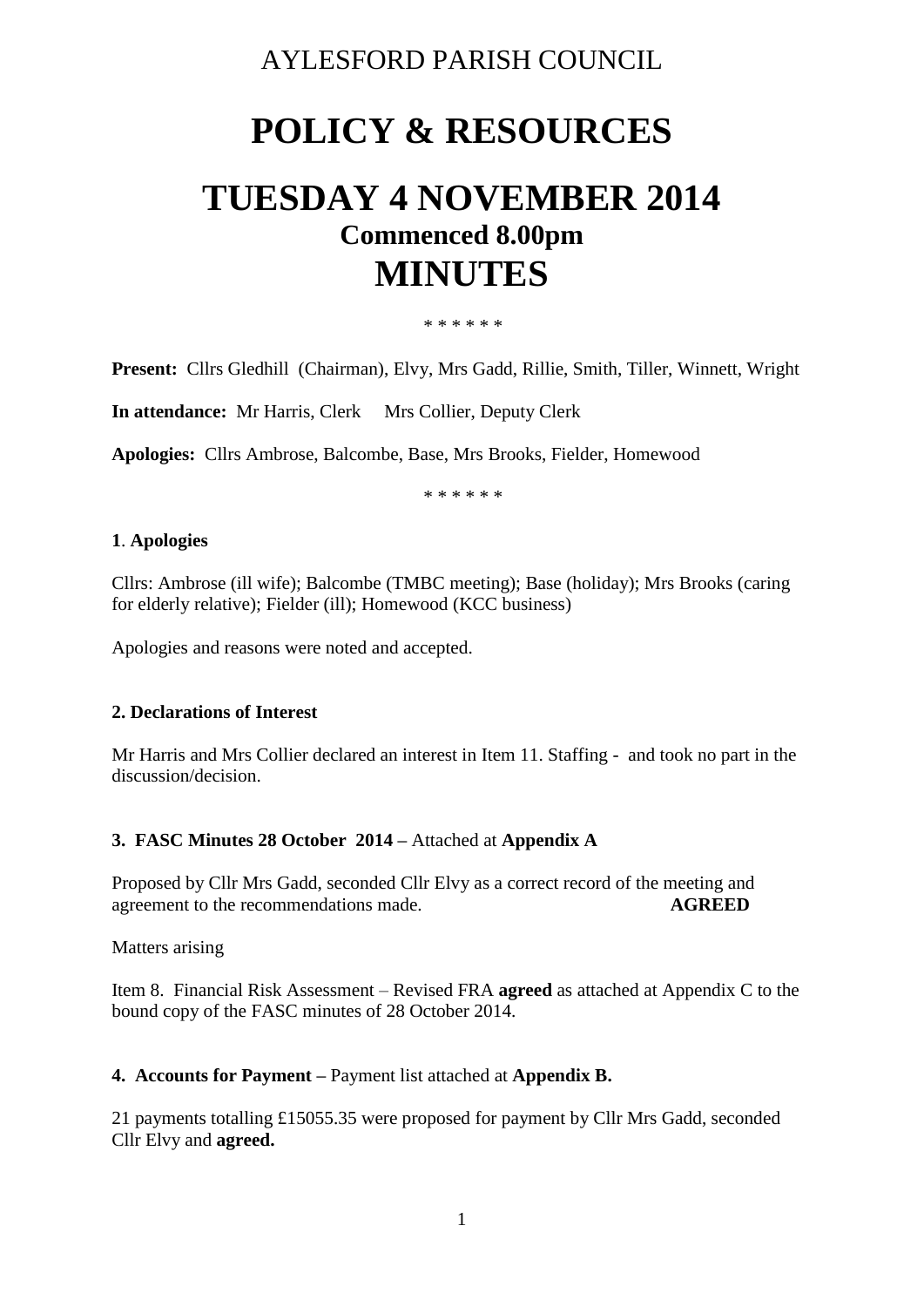AYLESFORD PARISH COUNCIL

# POLICY & RESOURCES

# TUESDAY 4 NOVEMBER 2014

## Commenced 8.00pm

# MINUTES

\* \* \* \* \* \*

**Present:** Cllrs Gledhill (Chairman), Elvy, Mrs Gadd, Rillie, Smith, Tiller, Winnett, Wright

**In attendance:** Mr Harris, Clerk Mrs Collier, Deputy Clerk

**Apologies:** Cllrs Ambrose, Balcombe, Base, Mrs Brooks, Fielder, Homewood

\* \* \* \* \* \*

**1**. **Apologies**

Cllrs: Ambrose (ill wife); Balcombe (TMBC meeting); Base (holiday); Mrs Brooks (caring for elderly relative); Fielder (ill); Homewood (KCC business)

Apologies and reasons were noted and accepted.

**2. Declarations of Interest**

Mr Harris and Mrs Collier declared an interest in Item 11. Staffing - and took no part in the discussion/decision.

**3. FASC Minutes 28 October 2014 –** Attached at **Appendix A**

Proposed by Cllr Mrs Gadd, seconded Cllr Elvy as a correct record of the meeting and agreement to the recommendations made. **AGREED**

Matters arising

Item 8. Financial Risk Assessment – Revised FRA **agreed** as attached at Appendix C to the bound copy of the FASC minutes of 28 October 2014.

**4. Accounts for Payment –** Payment list attached at **Appendix B.**

21 payments totalling £15055.35 were proposed for payment by Cllr Mrs Gadd, seconded Cllr Elvy and **agreed.**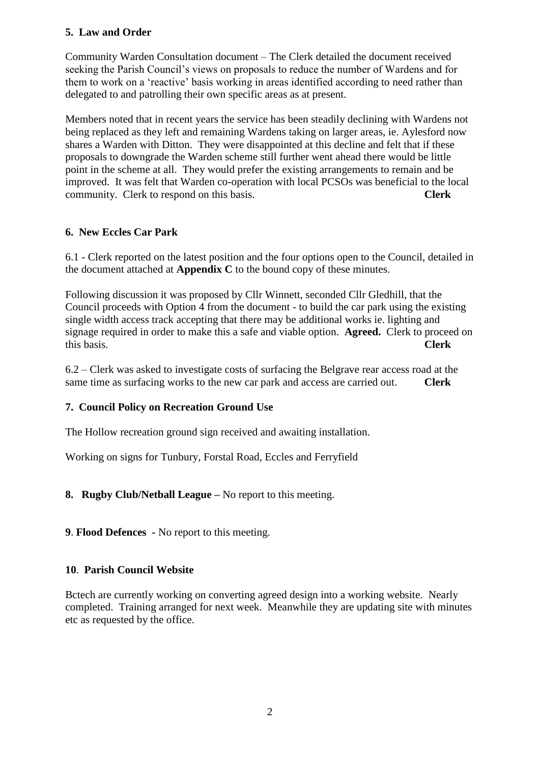**5. Law and Order**

Community Warden Consultation document – The Clerk detailed the document received seeking the Parish Council's views on proposals to reduce the number of Wardens and for them to work on a 'reactive' basis working in areas identified according to need rather than delegated to and patrolling their own specific areas as at present.

Members noted that in recent years the service has been steadily declining with Wardens not being replaced as they left and remaining Wardens taking on larger areas, ie. Aylesford now shares a Warden with Ditton. They were disappointed at this decline and felt that if these proposals to downgrade the Warden scheme still further went ahead there would be little point in the scheme at all. They would prefer the existing arrangements to remain and be improved. It was felt that Warden co-operation with local PCSOs was beneficial to the local community. Clerk to respond on this basis. **Clerk**

**6. New Eccles Car Park**

6.1 - Clerk reported on the latest position and the four options open to the Council, detailed in the document attached at **Appendix C** to the bound copy of these minutes.

Following discussion it was proposed by Cllr Winnett, seconded Cllr Gledhill, that the Council proceeds with Option 4 from the document - to build the car park using the existing single width access track accepting that there may be additional works ie. lighting and signage required in order to make this a safe and viable option. **Agreed.** Clerk to proceed on this basis. **Clerk**

6.2 – Clerk was asked to investigate costs of surfacing the Belgrave rear access road at the same time as surfacing works to the new car park and access are carried out. **Clerk**

**7. Council Policy on Recreation Ground Use**

The Hollow recreation ground sign received and awaiting installation.

Working on signs for Tunbury, Forstal Road, Eccles and Ferryfield

**8. Rugby Club/Netball League –** No report to this meeting.

**9**. **Flood Defences -** No report to this meeting.

**10**. **Parish Council Website**

Bctech are currently working on converting agreed design into a working website. Nearly completed. Training arranged for next week. Meanwhile they are updating site with minutes etc as requested by the office.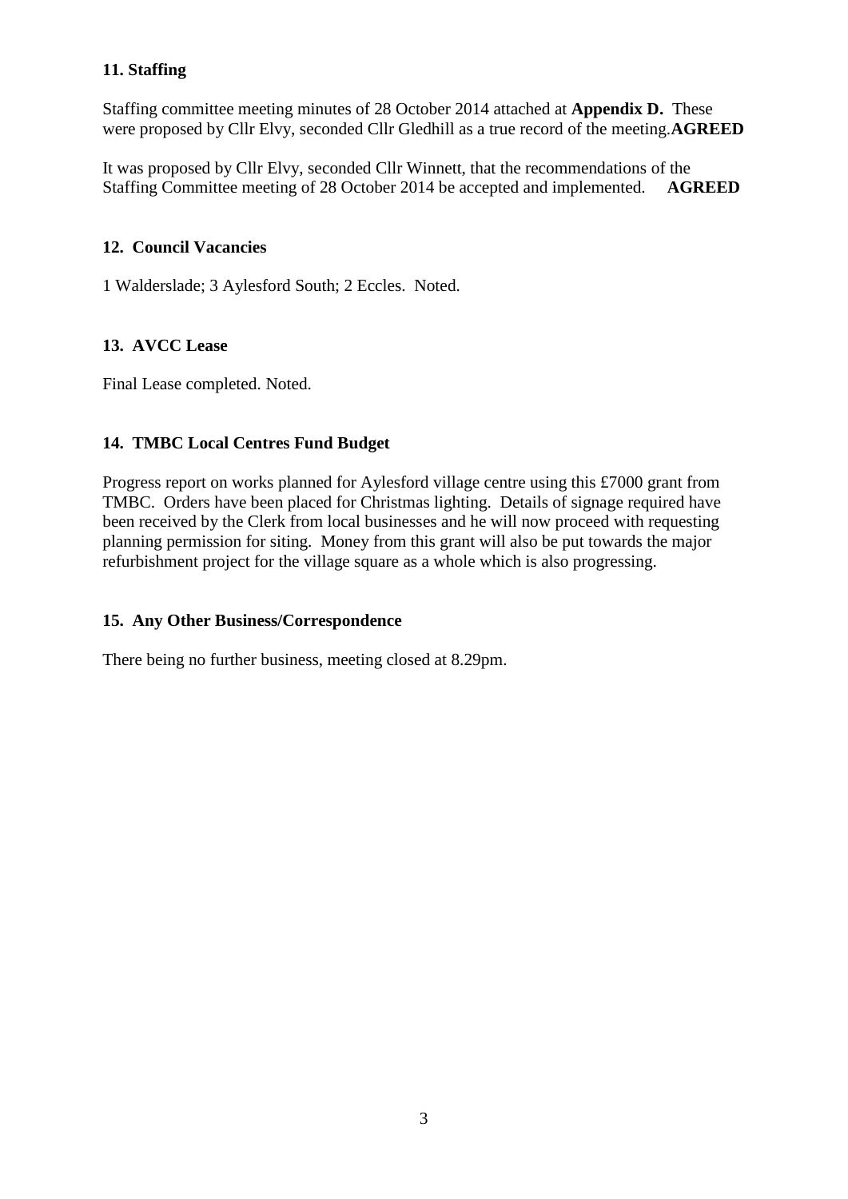**11. Staffing**

Staffing committee meeting minutes of 28 October 2014 attached at **Appendix D.** These were proposed by Cllr Elvy, seconded Cllr Gledhill as a true record of the meeting. **AGREED**

It was proposed by Cllr Elvy, seconded Cllr Winnett, that the recommendations of the Staffing Committee meeting of 28 October 2014 be accepted and implemented. **AGREED**

**12. Council Vacancies**

1 Walderslade; 3 Aylesford South; 2 Eccles. Noted.

**13. AVCC Lease**

Final Lease completed. Noted.

**14. TMBC Local Centres Fund Budget**

Progress report on works planned for Aylesford village centre using this £7000 grant from TMBC. Orders have been placed for Christmas lighting. Details of signage required have been received by the Clerk from local businesses and he will now proceed with requesting planning permission for siting. Money from this grant will also be put towards the major refurbishment project for the village square as a whole which is also progressing.

**15. Any Other Business/Correspondence**

There being no further business, meeting closed at 8.29pm.